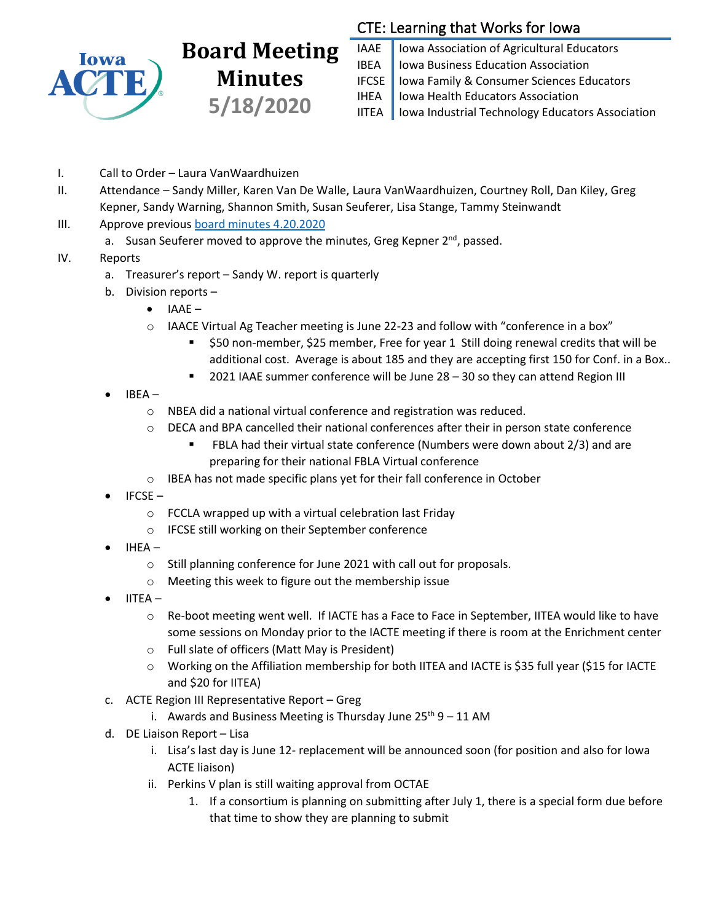# Board Meeting Minutes 5/18/2020

Iowa ACTE

**CTE: Learning that Works for Iowa**

| | |
|---|---|
| IAAE | Iowa Association of Agricultural Educators |
| IBEA | Iowa Business Education Association |
| IFCSE | Iowa Family & Consumer Sciences Educators |
| IHEA | Iowa Health Educators Association |
| IITEA | Iowa Industrial Technology Educators Association |

I. Call to Order – Laura VanWaardhuizen

II. Attendance – Sandy Miller, Karen Van De Walle, Laura VanWaardhuizen, Courtney Roll, Dan Kiley, Greg Kepner, Sandy Warning, Shannon Smith, Susan Seuferer, Lisa Stange, Tammy Steinwandt

III. Approve previous board minutes 4.20.2020
   a. Susan Seuferer moved to approve the minutes, Greg Kepner 2nd, passed.

IV. Reports
   a. Treasurer's report – Sandy W. report is quarterly
   b. Division reports –
      - IAAE –
         - IAACE Virtual Ag Teacher meeting is June 22-23 and follow with "conference in a box"
            - $50 non-member, $25 member, Free for year 1 Still doing renewal credits that will be additional cost. Average is about 185 and they are accepting first 150 for Conf. in a Box..
            - 2021 IAAE summer conference will be June 28 – 30 so they can attend Region III
      - IBEA –
         - NBEA did a national virtual conference and registration was reduced.
         - DECA and BPA cancelled their national conferences after their in person state conference
            - FBLA had their virtual state conference (Numbers were down about 2/3) and are preparing for their national FBLA Virtual conference
         - IBEA has not made specific plans yet for their fall conference in October
      - IFCSE –
         - FCCLA wrapped up with a virtual celebration last Friday
         - IFCSE still working on their September conference
      - IHEA –
         - Still planning conference for June 2021 with call out for proposals.
         - Meeting this week to figure out the membership issue
      - IITEA –
         - Re-boot meeting went well. If IACTE has a Face to Face in September, IITEA would like to have some sessions on Monday prior to the IACTE meeting if there is room at the Enrichment center
         - Full slate of officers (Matt May is President)
         - Working on the Affiliation membership for both IITEA and IACTE is $35 full year ($15 for IACTE and $20 for IITEA)
   c. ACTE Region III Representative Report – Greg
      i. Awards and Business Meeting is Thursday June 25th 9 – 11 AM
   d. DE Liaison Report – Lisa
      i. Lisa's last day is June 12- replacement will be announced soon (for position and also for Iowa ACTE liaison)
      ii. Perkins V plan is still waiting approval from OCTAE
         1. If a consortium is planning on submitting after July 1, there is a special form due before that time to show they are planning to submit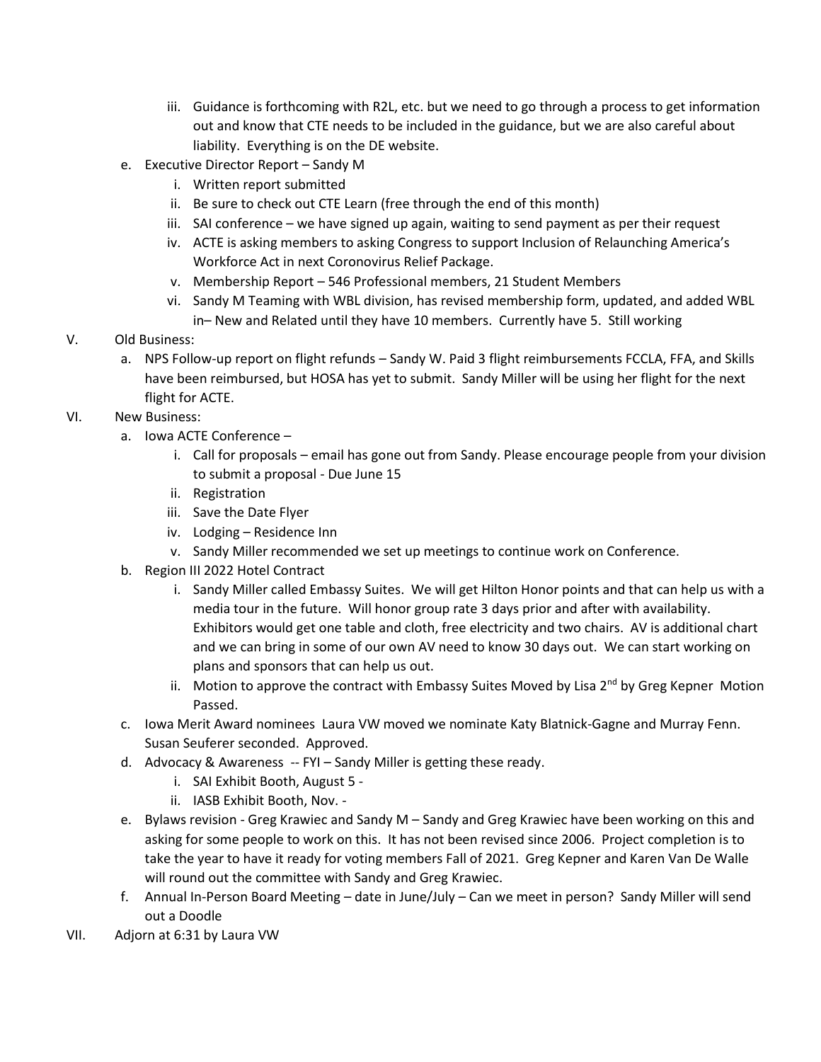iii. Guidance is forthcoming with R2L, etc. but we need to go through a process to get information out and know that CTE needs to be included in the guidance, but we are also careful about liability. Everything is on the DE website.

e. Executive Director Report – Sandy M
   i. Written report submitted
   ii. Be sure to check out CTE Learn (free through the end of this month)
   iii. SAI conference – we have signed up again, waiting to send payment as per their request
   iv. ACTE is asking members to asking Congress to support Inclusion of Relaunching America's Workforce Act in next Coronovirus Relief Package.
   v. Membership Report – 546 Professional members, 21 Student Members
   vi. Sandy M Teaming with WBL division, has revised membership form, updated, and added WBL in– New and Related until they have 10 members. Currently have 5. Still working

V. Old Business:

a. NPS Follow-up report on flight refunds – Sandy W. Paid 3 flight reimbursements FCCLA, FFA, and Skills have been reimbursed, but HOSA has yet to submit. Sandy Miller will be using her flight for the next flight for ACTE.

VI. New Business:

a. Iowa ACTE Conference –
   i. Call for proposals – email has gone out from Sandy. Please encourage people from your division to submit a proposal - Due June 15
   ii. Registration
   iii. Save the Date Flyer
   iv. Lodging – Residence Inn
   v. Sandy Miller recommended we set up meetings to continue work on Conference.

b. Region III 2022 Hotel Contract
   i. Sandy Miller called Embassy Suites. We will get Hilton Honor points and that can help us with a media tour in the future. Will honor group rate 3 days prior and after with availability. Exhibitors would get one table and cloth, free electricity and two chairs. AV is additional chart and we can bring in some of our own AV need to know 30 days out. We can start working on plans and sponsors that can help us out.
   ii. Motion to approve the contract with Embassy Suites Moved by Lisa 2nd by Greg Kepner Motion Passed.

c. Iowa Merit Award nominees Laura VW moved we nominate Katy Blatnick-Gagne and Murray Fenn. Susan Seuferer seconded. Approved.

d. Advocacy & Awareness -- FYI – Sandy Miller is getting these ready.
   i. SAI Exhibit Booth, August 5 -
   ii. IASB Exhibit Booth, Nov. -

e. Bylaws revision - Greg Krawiec and Sandy M – Sandy and Greg Krawiec have been working on this and asking for some people to work on this. It has not been revised since 2006. Project completion is to take the year to have it ready for voting members Fall of 2021. Greg Kepner and Karen Van De Walle will round out the committee with Sandy and Greg Krawiec.

f. Annual In-Person Board Meeting – date in June/July – Can we meet in person? Sandy Miller will send out a Doodle

VII. Adjorn at 6:31 by Laura VW